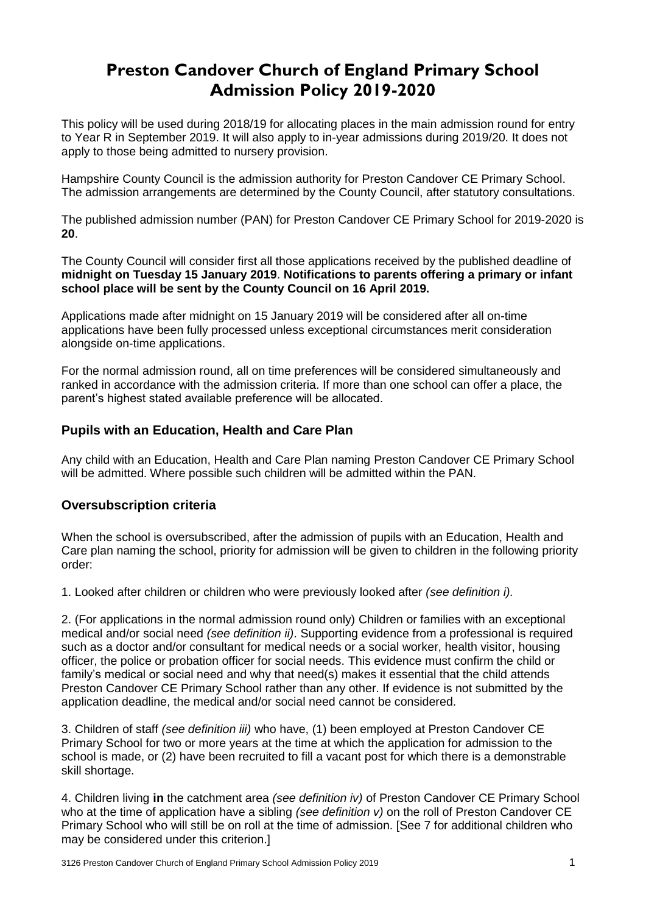# Preston Candover Church of England Primary School Admission Policy 2019-2020

This policy will be used during 2018/19 for allocating places in the main admission round for entry to Year R in September 2019. It will also apply to in-year admissions during 2019/20. It does not apply to those being admitted to nursery provision.

Hampshire County Council is the admission authority for Preston Candover CE Primary School. The admission arrangements are determined by the County Council, after statutory consultations.

The published admission number (PAN) for Preston Candover CE Primary School for 2019-2020 is **20**.

The County Council will consider first all those applications received by the published deadline of **midnight on Tuesday 15 January 2019**. **Notifications to parents offering a primary or infant school place will be sent by the County Council on 16 April 2019.**

Applications made after midnight on 15 January 2019 will be considered after all on-time applications have been fully processed unless exceptional circumstances merit consideration alongside on-time applications.

For the normal admission round, all on time preferences will be considered simultaneously and ranked in accordance with the admission criteria. If more than one school can offer a place, the parent's highest stated available preference will be allocated.

## Pupils with an Education, Health and Care Plan

Any child with an Education, Health and Care Plan naming Preston Candover CE Primary School will be admitted. Where possible such children will be admitted within the PAN.

## Oversubscription criteria

When the school is oversubscribed, after the admission of pupils with an Education, Health and Care plan naming the school, priority for admission will be given to children in the following priority order:

1. Looked after children or children who were previously looked after *(see definition i).*

2. (For applications in the normal admission round only) Children or families with an exceptional medical and/or social need *(see definition ii)*. Supporting evidence from a professional is required such as a doctor and/or consultant for medical needs or a social worker, health visitor, housing officer, the police or probation officer for social needs. This evidence must confirm the child or family's medical or social need and why that need(s) makes it essential that the child attends Preston Candover CE Primary School rather than any other. If evidence is not submitted by the application deadline, the medical and/or social need cannot be considered.

3. Children of staff *(see definition iii)* who have, (1) been employed at Preston Candover CE Primary School for two or more years at the time at which the application for admission to the school is made, or (2) have been recruited to fill a vacant post for which there is a demonstrable skill shortage.

4. Children living **in** the catchment area *(see definition iv)* of Preston Candover CE Primary School who at the time of application have a sibling *(see definition v)* on the roll of Preston Candover CE Primary School who will still be on roll at the time of admission. [See 7 for additional children who may be considered under this criterion.]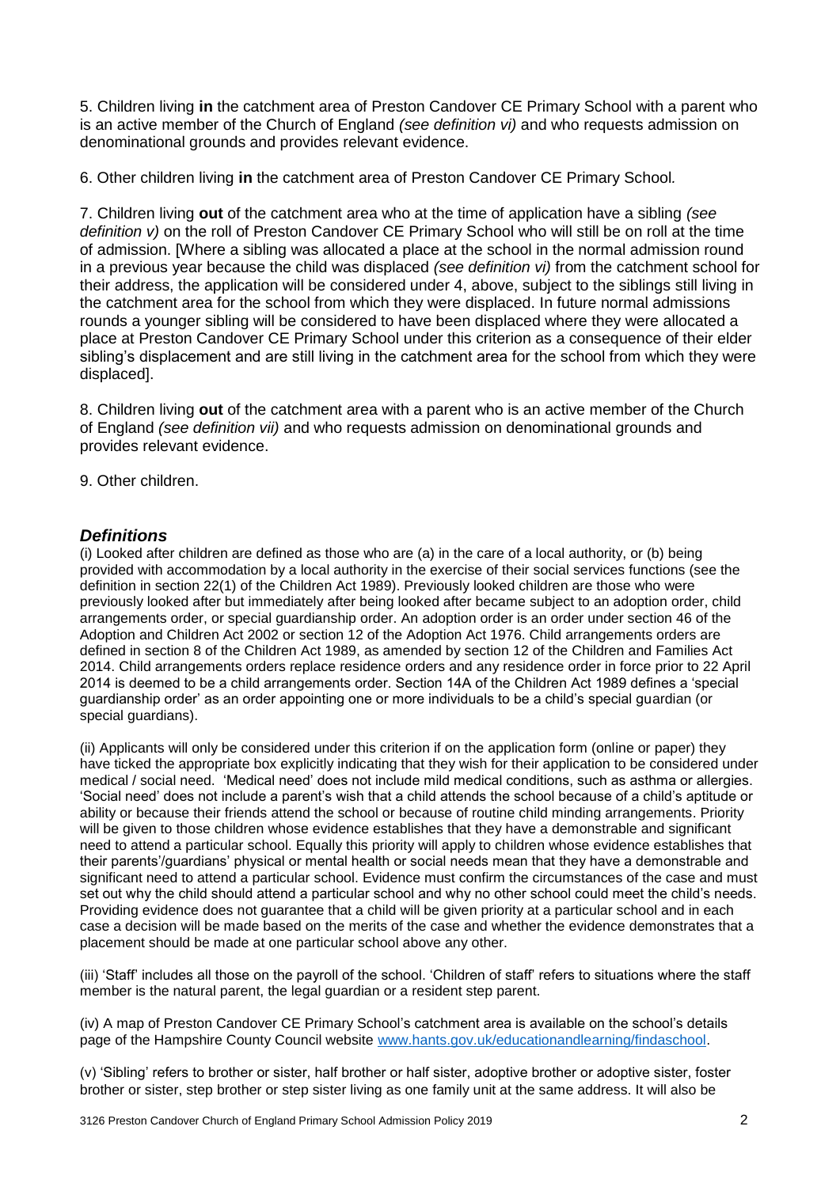5. Children living **in** the catchment area of Preston Candover CE Primary School with a parent who is an active member of the Church of England *(see definition vi)* and who requests admission on denominational grounds and provides relevant evidence.

6. Other children living **in** the catchment area of Preston Candover CE Primary School.

7. Children living **out** of the catchment area who at the time of application have a sibling *(see definition v)* on the roll of Preston Candover CE Primary School who will still be on roll at the time of admission. [Where a sibling was allocated a place at the school in the normal admission round in a previous year because the child was displaced *(see definition vi)* from the catchment school for their address, the application will be considered under 4, above, subject to the siblings still living in the catchment area for the school from which they were displaced. In future normal admissions rounds a younger sibling will be considered to have been displaced where they were allocated a place at Preston Candover CE Primary School under this criterion as a consequence of their elder sibling's displacement and are still living in the catchment area for the school from which they were displaced].

8. Children living **out** of the catchment area with a parent who is an active member of the Church of England *(see definition vii)* and who requests admission on denominational grounds and provides relevant evidence.

9. Other children.

## *Definitions*

(i) Looked after children are defined as those who are (a) in the care of a local authority, or (b) being provided with accommodation by a local authority in the exercise of their social services functions (see the definition in section 22(1) of the Children Act 1989). Previously looked children are those who were previously looked after but immediately after being looked after became subject to an adoption order, child arrangements order, or special guardianship order. An adoption order is an order under section 46 of the Adoption and Children Act 2002 or section 12 of the Adoption Act 1976. Child arrangements orders are defined in section 8 of the Children Act 1989, as amended by section 12 of the Children and Families Act 2014. Child arrangements orders replace residence orders and any residence order in force prior to 22 April 2014 is deemed to be a child arrangements order. Section 14A of the Children Act 1989 defines a 'special guardianship order' as an order appointing one or more individuals to be a child's special guardian (or special guardians).

(ii) Applicants will only be considered under this criterion if on the application form (online or paper) they have ticked the appropriate box explicitly indicating that they wish for their application to be considered under medical / social need. 'Medical need' does not include mild medical conditions, such as asthma or allergies. 'Social need' does not include a parent's wish that a child attends the school because of a child's aptitude or ability or because their friends attend the school or because of routine child minding arrangements. Priority will be given to those children whose evidence establishes that they have a demonstrable and significant need to attend a particular school. Equally this priority will apply to children whose evidence establishes that their parents'/guardians' physical or mental health or social needs mean that they have a demonstrable and significant need to attend a particular school. Evidence must confirm the circumstances of the case and must set out why the child should attend a particular school and why no other school could meet the child's needs. Providing evidence does not guarantee that a child will be given priority at a particular school and in each case a decision will be made based on the merits of the case and whether the evidence demonstrates that a placement should be made at one particular school above any other.

(iii) 'Staff' includes all those on the payroll of the school. 'Children of staff' refers to situations where the staff member is the natural parent, the legal guardian or a resident step parent.

(iv) A map of Preston Candover CE Primary School's catchment area is available on the school's details page of the Hampshire County Council website [www.hants.gov.uk/educationandlearning/findaschool](http://www.hants.gov.uk/educationandlearning/findaschool).

(v) 'Sibling' refers to brother or sister, half brother or half sister, adoptive brother or adoptive sister, foster brother or sister, step brother or step sister living as one family unit at the same address. It will also be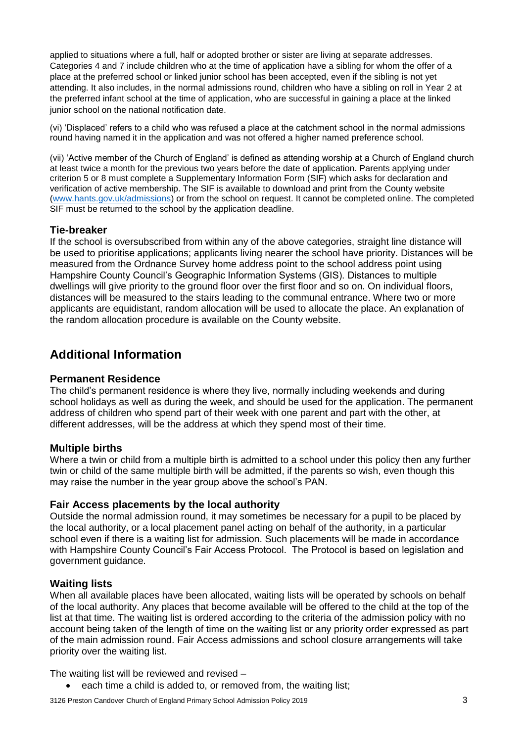applied to situations where a full, half or adopted brother or sister are living at separate addresses. Categories 4 and 7 include children who at the time of application have a sibling for whom the offer of a place at the preferred school or linked junior school has been accepted, even if the sibling is not yet attending. It also includes, in the normal admissions round, children who have a sibling on roll in Year 2 at the preferred infant school at the time of application, who are successful in gaining a place at the linked junior school on the national notification date.

(vi) 'Displaced' refers to a child who was refused a place at the catchment school in the normal admissions round having named it in the application and was not offered a higher named preference school.

(vii) 'Active member of the Church of England' is defined as attending worship at a Church of England church at least twice a month for the previous two years before the date of application. Parents applying under criterion 5 or 8 must complete a Supplementary Information Form (SIF) which asks for declaration and verification of active membership. The SIF is available to download and print from the County website (www.hants.gov.uk/admissions) or from the school on request. It cannot be completed online. The completed SIF must be returned to the school by the application deadline.

### Tie-breaker

If the school is oversubscribed from within any of the above categories, straight line distance will be used to prioritise applications; applicants living nearer the school have priority. Distances will be measured from the Ordnance Survey home address point to the school address point using Hampshire County Council's Geographic Information Systems (GIS). Distances to multiple dwellings will give priority to the ground floor over the first floor and so on. On individual floors, distances will be measured to the stairs leading to the communal entrance. Where two or more applicants are equidistant, random allocation will be used to allocate the place. An explanation of the random allocation procedure is available on the County website.

## Additional Information

### Permanent Residence

The child's permanent residence is where they live, normally including weekends and during school holidays as well as during the week, and should be used for the application. The permanent address of children who spend part of their week with one parent and part with the other, at different addresses, will be the address at which they spend most of their time.

### Multiple births

Where a twin or child from a multiple birth is admitted to a school under this policy then any further twin or child of the same multiple birth will be admitted, if the parents so wish, even though this may raise the number in the year group above the school's PAN.

### Fair Access placements by the local authority

Outside the normal admission round, it may sometimes be necessary for a pupil to be placed by the local authority, or a local placement panel acting on behalf of the authority, in a particular school even if there is a waiting list for admission. Such placements will be made in accordance with Hampshire County Council's Fair Access Protocol. The Protocol is based on legislation and government guidance.

### Waiting lists

When all available places have been allocated, waiting lists will be operated by schools on behalf of the local authority. Any places that become available will be offered to the child at the top of the list at that time. The waiting list is ordered according to the criteria of the admission policy with no account being taken of the length of time on the waiting list or any priority order expressed as part of the main admission round. Fair Access admissions and school closure arrangements will take priority over the waiting list.

The waiting list will be reviewed and revised –

- each time a child is added to, or removed from, the waiting list;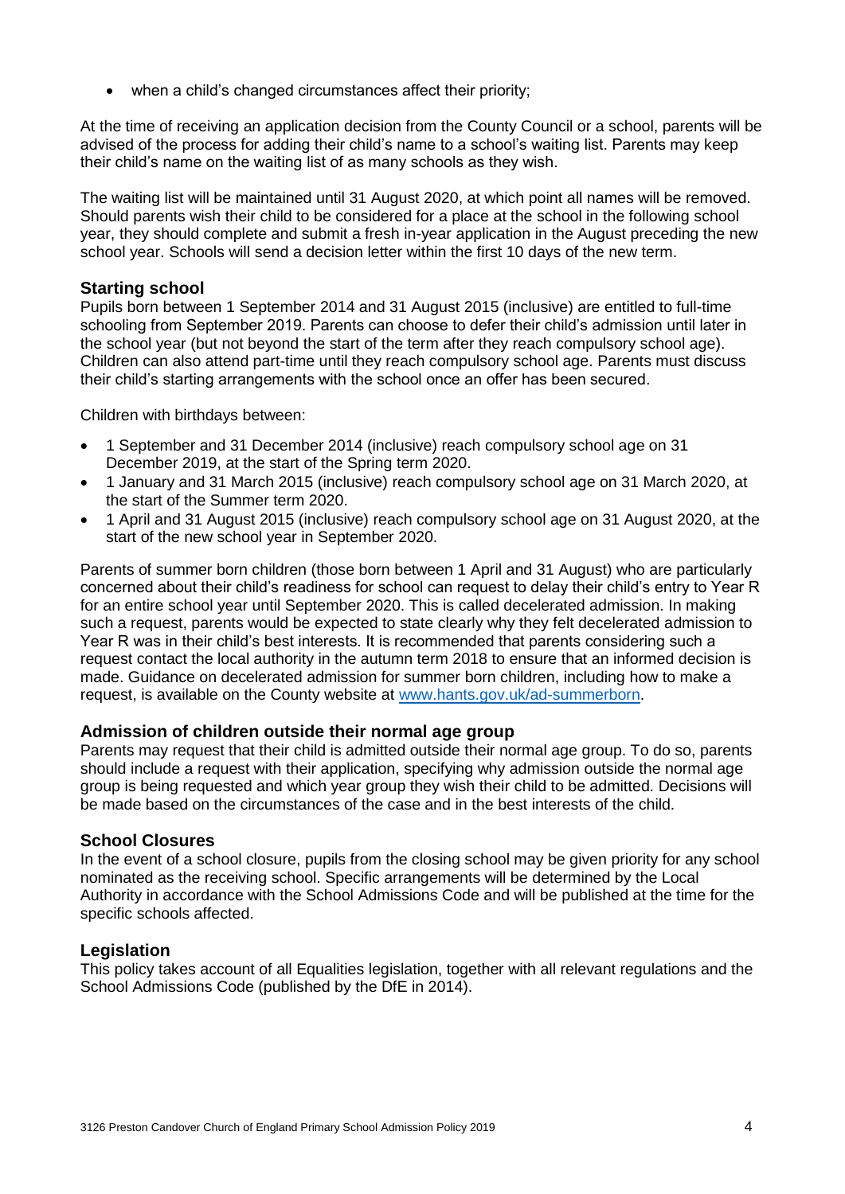- when a child's changed circumstances affect their priority;

At the time of receiving an application decision from the County Council or a school, parents will be advised of the process for adding their child's name to a school's waiting list. Parents may keep their child's name on the waiting list of as many schools as they wish.

The waiting list will be maintained until 31 August 2020, at which point all names will be removed. Should parents wish their child to be considered for a place at the school in the following school year, they should complete and submit a fresh in-year application in the August preceding the new school year. Schools will send a decision letter within the first 10 days of the new term.

### Starting school

Pupils born between 1 September 2014 and 31 August 2015 (inclusive) are entitled to full-time schooling from September 2019. Parents can choose to defer their child's admission until later in the school year (but not beyond the start of the term after they reach compulsory school age). Children can also attend part-time until they reach compulsory school age. Parents must discuss their child's starting arrangements with the school once an offer has been secured.

Children with birthdays between:

- 1 September and 31 December 2014 (inclusive) reach compulsory school age on 31 December 2019, at the start of the Spring term 2020.
- 1 January and 31 March 2015 (inclusive) reach compulsory school age on 31 March 2020, at the start of the Summer term 2020.
- 1 April and 31 August 2015 (inclusive) reach compulsory school age on 31 August 2020, at the start of the new school year in September 2020.

Parents of summer born children (those born between 1 April and 31 August) who are particularly concerned about their child's readiness for school can request to delay their child's entry to Year R for an entire school year until September 2020. This is called decelerated admission. In making such a request, parents would be expected to state clearly why they felt decelerated admission to Year R was in their child's best interests. It is recommended that parents considering such a request contact the local authority in the autumn term 2018 to ensure that an informed decision is made. Guidance on decelerated admission for summer born children, including how to make a request, is available on the County website at [www.hants.gov.uk/ad-summerborn](http://www.hants.gov.uk/ad-summerborn).

### Admission of children outside their normal age group

Parents may request that their child is admitted outside their normal age group. To do so, parents should include a request with their application, specifying why admission outside the normal age group is being requested and which year group they wish their child to be admitted. Decisions will be made based on the circumstances of the case and in the best interests of the child.

### School Closures

In the event of a school closure, pupils from the closing school may be given priority for any school nominated as the receiving school. Specific arrangements will be determined by the Local Authority in accordance with the School Admissions Code and will be published at the time for the specific schools affected.

### Legislation

This policy takes account of all Equalities legislation, together with all relevant regulations and the School Admissions Code (published by the DfE in 2014).